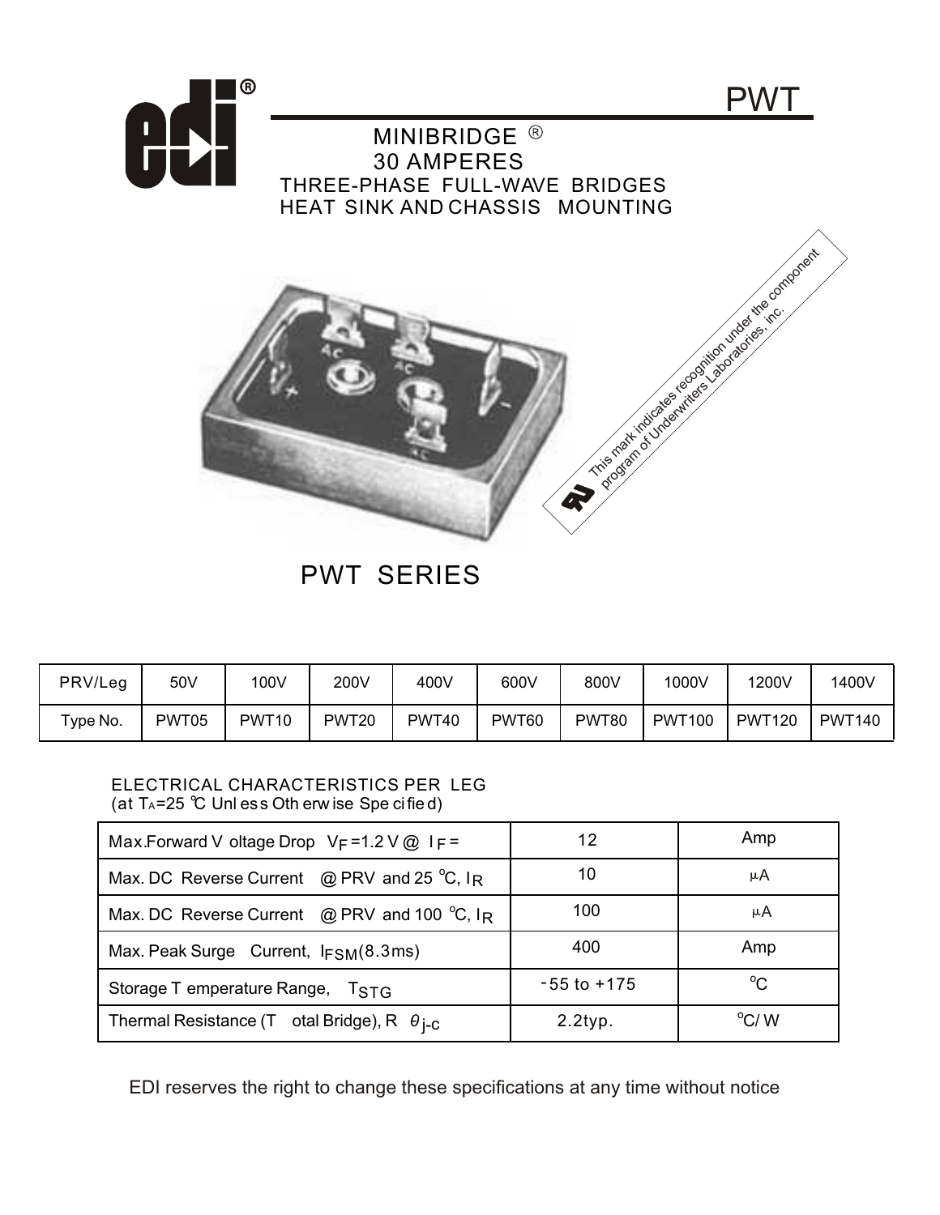# PWT

## MINIBRIDGE ®

## 30 AMPERES

### THREE-PHASE FULL-WAVE BRIDGES
### HEAT SINK AND CHASSIS MOUNTING

This mark indicates recognition under the component program of Underwriters Laboratories, inc.

## PWT SERIES

| PRV/Leg | 50V | 100V | 200V | 400V | 600V | 800V | 1000V | 1200V | 1400V |
|---|---|---|---|---|---|---|---|---|---|
| Type No. | PWT05 | PWT10 | PWT20 | PWT40 | PWT60 | PWT80 | PWT100 | PWT120 | PWT140 |

ELECTRICAL CHARACTERISTICS PER LEG
(at $T_A$=25 ℃ Unless Otherwise Specified)

| Max.Forward Voltage Drop $V_F$=1.2 V @ $I_F$ = | 12 | Amp |
|---|---|---|
| Max. DC Reverse Current @ PRV and 25 °C, $I_R$ | 10 | μA |
| Max. DC Reverse Current @ PRV and 100 °C, $I_R$ | 100 | μA |
| Max. Peak Surge Current, $I_{FSM}$(8.3ms) | 400 | Amp |
| Storage Temperature Range, $T_{STG}$ | -55 to +175 | °C |
| Thermal Resistance (Total Bridge), R $\theta_{j\text{-}c}$ | 2.2typ. | °C/ W |

EDI reserves the right to change these specifications at any time without notice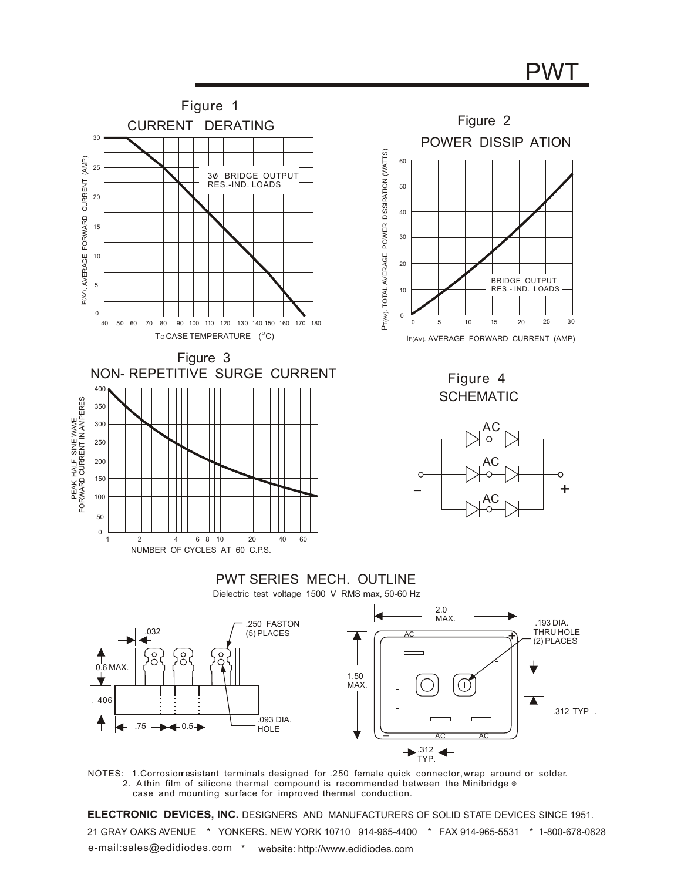# PWT

## Figure 1
## CURRENT DERATING

30
25
20
15
10
5
0

40 50 60 70 80 90 100 110 120 130 140 150 160 170 180

3Ø BRIDGE OUTPUT
RES.-IND. LOADS

$I_{F(AV)}$, AVERAGE FORWARD CURRENT (AMP)

$T_C$ CASE TEMPERATURE (°C)

## Figure 2
## POWER DISSIPATION

60
50
40
30
20
10
0

0 5 10 15 20 25 30

BRIDGE OUTPUT
RES.- IND. LOADS

$P_{T(AV)}$, TOTAL AVERAGE POWER DISSIPATION (WATTS)

$I_{F(AV)}$, AVERAGE FORWARD CURRENT (AMP)

## Figure 3
## NON- REPETITIVE SURGE CURRENT

400
350
300
250
200
150
100
50
0

1 2 4 6 8 10 20 40 60

PEAK HALF SINE WAVE FORWARD CURRENT IN AMPERES

NUMBER OF CYCLES AT 60 C.P.S.

## Figure 4
## SCHEMATIC

AC
AC
AC
–
+

## PWT SERIES MECH. OUTLINE

Dielectric test voltage 1500 V RMS max, 50-60 Hz

.032
.250 FASTON (5) PLACES
0.6 MAX.
. 406
.75
0.5
.093 DIA. HOLE

2.0 MAX.
.193 DIA. THRU HOLE (2) PLACES
AC
+
1.50 MAX.
.312 TYP .
–
AC
AC
.312 TYP.

NOTES: 1. Corrosion resistant terminals designed for .250 female quick connector, wrap around or solder.
2. A thin film of silicone thermal compound is recommended between the Minibridge ® case and mounting surface for improved thermal conduction.

**ELECTRONIC DEVICES, INC.** DESIGNERS AND MANUFACTURERS OF SOLID STATE DEVICES SINCE 1951.

21 GRAY OAKS AVENUE * YONKERS. NEW YORK 10710 914-965-4400 * FAX 914-965-5531 * 1-800-678-0828

e-mail:sales@edidiodes.com * website: http://www.edidiodes.com